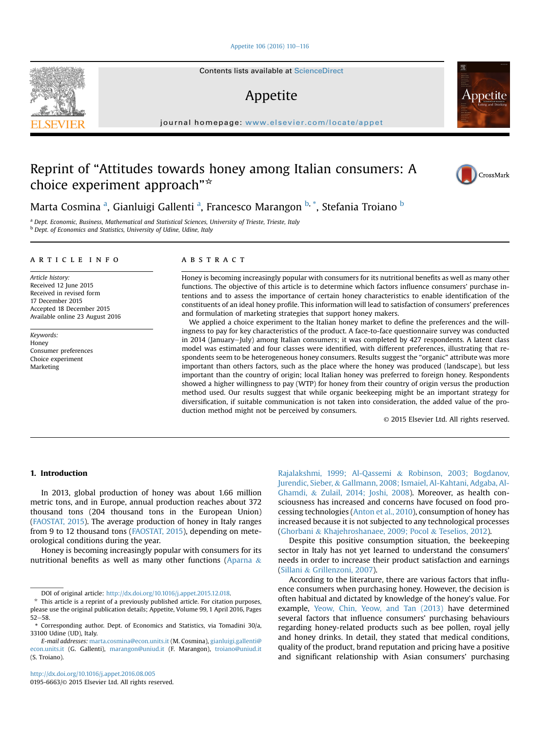# Reprint of "Attitudes towards honey among Italian consumers: A choice experiment approach"☆

Marta Cosmina [a], Gianluigi Gallenti [a], Francesco Marangon [b,*], Stefania Troiano [b]

[a] Dept. Economic, Business, Mathematical and Statistical Sciences, University of Trieste, Trieste, Italy
[b] Dept. of Economics and Statistics, University of Udine, Udine, Italy

## ARTICLE INFO

*Article history:*
Received 12 June 2015
Received in revised form 17 December 2015
Accepted 18 December 2015
Available online 23 August 2016

*Keywords:*
Honey
Consumer preferences
Choice experiment
Marketing

## ABSTRACT

Honey is becoming increasingly popular with consumers for its nutritional benefits as well as many other functions. The objective of this article is to determine which factors influence consumers' purchase intentions and to assess the importance of certain honey characteristics to enable identification of the constituents of an ideal honey profile. This information will lead to satisfaction of consumers' preferences and formulation of marketing strategies that support honey makers.

We applied a choice experiment to the Italian honey market to define the preferences and the willingness to pay for key characteristics of the product. A face-to-face questionnaire survey was conducted in 2014 (January–July) among Italian consumers; it was completed by 427 respondents. A latent class model was estimated and four classes were identified, with different preferences, illustrating that respondents seem to be heterogeneous honey consumers. Results suggest the "organic" attribute was more important than others factors, such as the place where the honey was produced (landscape), but less important than the country of origin; local Italian honey was preferred to foreign honey. Respondents showed a higher willingness to pay (WTP) for honey from their country of origin versus the production method used. Our results suggest that while organic beekeeping might be an important strategy for diversification, if suitable communication is not taken into consideration, the added value of the production method might not be perceived by consumers.

© 2015 Elsevier Ltd. All rights reserved.

## 1. Introduction

In 2013, global production of honey was about 1.66 million metric tons, and in Europe, annual production reaches about 372 thousand tons (204 thousand tons in the European Union) (FAOSTAT, 2015). The average production of honey in Italy ranges from 9 to 12 thousand tons (FAOSTAT, 2015), depending on meteorological conditions during the year.

Honey is becoming increasingly popular with consumers for its nutritional benefits as well as many other functions (Aparna & Rajalakshmi, 1999; Al-Qassemi & Robinson, 2003; Bogdanov, Jurendic, Sieber, & Gallmann, 2008; Ismaiel, Al-Kahtani, Adgaba, Al-Ghamdi, & Zulail, 2014; Joshi, 2008). Moreover, as health consciousness has increased and concerns have focused on food processing technologies (Anton et al., 2010), consumption of honey has increased because it is not subjected to any technological processes (Ghorbani & Khajehroshanaee, 2009; Pocol & Teselios, 2012).

Despite this positive consumption situation, the beekeeping sector in Italy has not yet learned to understand the consumers' needs in order to increase their product satisfaction and earnings (Sillani & Grillenzoni, 2007).

According to the literature, there are various factors that influence consumers when purchasing honey. However, the decision is often habitual and dictated by knowledge of the honey's value. For example, Yeow, Chin, Yeow, and Tan (2013) have determined several factors that influence consumers' purchasing behaviours regarding honey-related products such as bee pollen, royal jelly and honey drinks. In detail, they stated that medical conditions, quality of the product, brand reputation and pricing have a positive and significant relationship with Asian consumers' purchasing

---

DOI of original article: http://dx.doi.org/10.1016/j.appet.2015.12.018.

☆ This article is a reprint of a previously published article. For citation purposes, please use the original publication details; Appetite, Volume 99, 1 April 2016, Pages 52–58.

\* Corresponding author. Dept. of Economics and Statistics, via Tomadini 30/a, 33100 Udine (UD), Italy.

*E-mail addresses:* marta.cosmina@econ.units.it (M. Cosmina), gianluigi.gallenti@econ.units.it (G. Gallenti), marangon@uniud.it (F. Marangon), troiano@uniud.it (S. Troiano).

http://dx.doi.org/10.1016/j.appet.2016.08.005
0195-6663/© 2015 Elsevier Ltd. All rights reserved.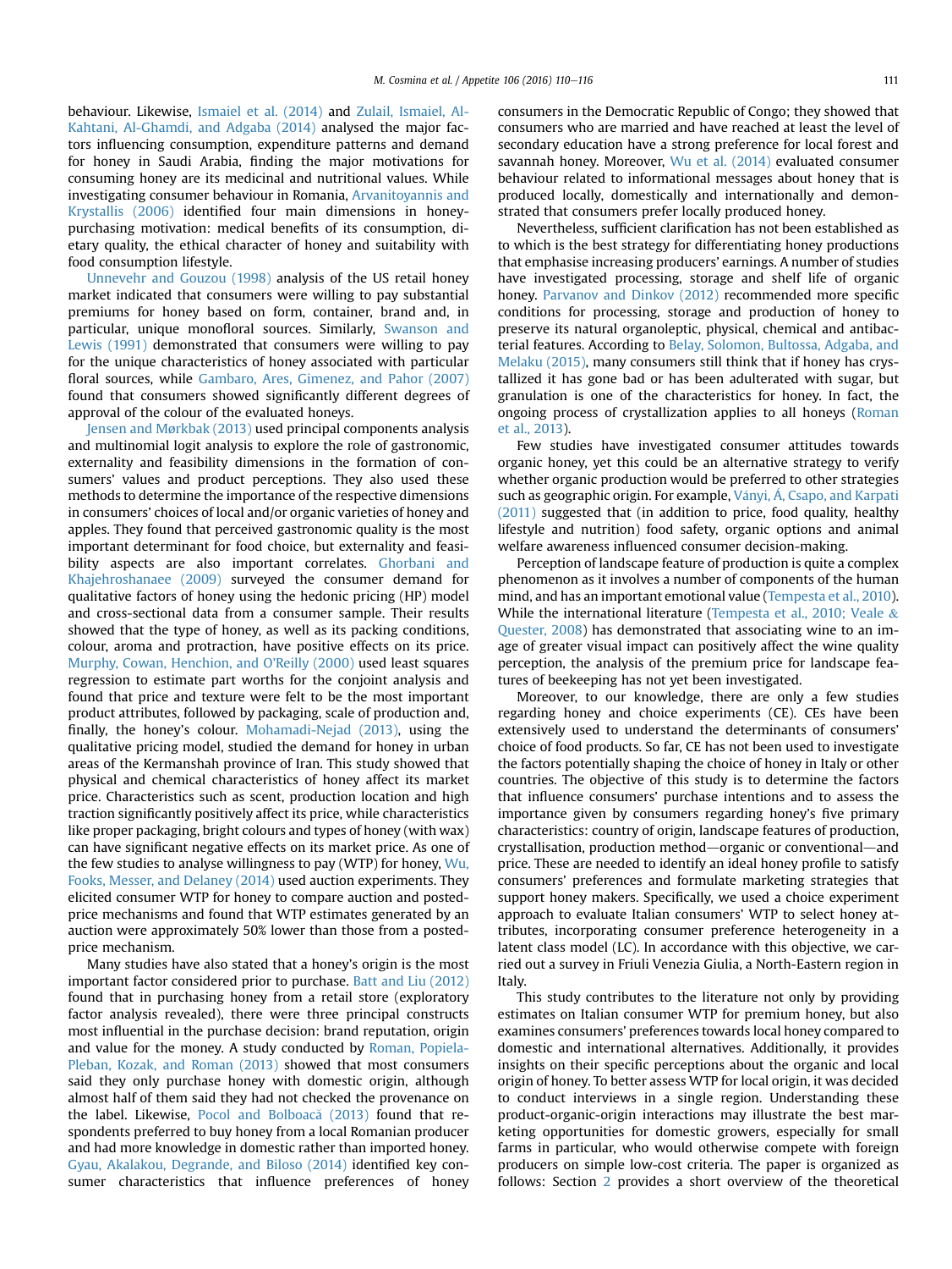behaviour. Likewise, Ismaiel et al. (2014) and Zulail, Ismaiel, Al-Kahtani, Al-Ghamdi, and Adgaba (2014) analysed the major factors influencing consumption, expenditure patterns and demand for honey in Saudi Arabia, finding the major motivations for consuming honey are its medicinal and nutritional values. While investigating consumer behaviour in Romania, Arvanitoyannis and Krystallis (2006) identified four main dimensions in honey-purchasing motivation: medical benefits of its consumption, dietary quality, the ethical character of honey and suitability with food consumption lifestyle.

Unnevehr and Gouzou (1998) analysis of the US retail honey market indicated that consumers were willing to pay substantial premiums for honey based on form, container, brand and, in particular, unique monofloral sources. Similarly, Swanson and Lewis (1991) demonstrated that consumers were willing to pay for the unique characteristics of honey associated with particular floral sources, while Gambaro, Ares, Gimenez, and Pahor (2007) found that consumers showed significantly different degrees of approval of the colour of the evaluated honeys.

Jensen and Mørkbak (2013) used principal components analysis and multinomial logit analysis to explore the role of gastronomic, externality and feasibility dimensions in the formation of consumers' values and product perceptions. They also used these methods to determine the importance of the respective dimensions in consumers' choices of local and/or organic varieties of honey and apples. They found that perceived gastronomic quality is the most important determinant for food choice, but externality and feasibility aspects are also important correlates. Ghorbani and Khajehroshanaee (2009) surveyed the consumer demand for qualitative factors of honey using the hedonic pricing (HP) model and cross-sectional data from a consumer sample. Their results showed that the type of honey, as well as its packing conditions, colour, aroma and protraction, have positive effects on its price. Murphy, Cowan, Henchion, and O'Reilly (2000) used least squares regression to estimate part worths for the conjoint analysis and found that price and texture were felt to be the most important product attributes, followed by packaging, scale of production and, finally, the honey's colour. Mohamadi-Nejad (2013), using the qualitative pricing model, studied the demand for honey in urban areas of the Kermanshah province of Iran. This study showed that physical and chemical characteristics of honey affect its market price. Characteristics such as scent, production location and high traction significantly positively affect its price, while characteristics like proper packaging, bright colours and types of honey (with wax) can have significant negative effects on its market price. As one of the few studies to analyse willingness to pay (WTP) for honey, Wu, Fooks, Messer, and Delaney (2014) used auction experiments. They elicited consumer WTP for honey to compare auction and posted-price mechanisms and found that WTP estimates generated by an auction were approximately 50% lower than those from a posted-price mechanism.

Many studies have also stated that a honey's origin is the most important factor considered prior to purchase. Batt and Liu (2012) found that in purchasing honey from a retail store (exploratory factor analysis revealed), there were three principal constructs most influential in the purchase decision: brand reputation, origin and value for the money. A study conducted by Roman, Popiela-Pleban, Kozak, and Roman (2013) showed that most consumers said they only purchase honey with domestic origin, although almost half of them said they had not checked the provenance on the label. Likewise, Pocol and Bolboacă (2013) found that respondents preferred to buy honey from a local Romanian producer and had more knowledge in domestic rather than imported honey. Gyau, Akalakou, Degrande, and Biloso (2014) identified key consumer characteristics that influence preferences of honey consumers in the Democratic Republic of Congo; they showed that consumers who are married and have reached at least the level of secondary education have a strong preference for local forest and savannah honey. Moreover, Wu et al. (2014) evaluated consumer behaviour related to informational messages about honey that is produced locally, domestically and internationally and demonstrated that consumers prefer locally produced honey.

Nevertheless, sufficient clarification has not been established as to which is the best strategy for differentiating honey productions that emphasise increasing producers' earnings. A number of studies have investigated processing, storage and shelf life of organic honey. Parvanov and Dinkov (2012) recommended more specific conditions for processing, storage and packaging of honey to preserve its natural organoleptic, physical, chemical and antibacterial features. According to Belay, Solomon, Bultossa, Adgaba, and Melaku (2015), many consumers still think that if honey has crystallized it has gone bad or has been adulterated with sugar, but granulation is one of the characteristics for honey. In fact, the ongoing process of crystallization applies to all honeys (Roman et al., 2013).

Few studies have investigated consumer attitudes towards organic honey, yet this could be an alternative strategy to verify whether organic production would be preferred to other strategies such as geographic origin. For example, Ványi, Á, Csapo, and Karpati (2011) suggested that (in addition to price, food quality, healthy lifestyle and nutrition) food safety, organic options and animal welfare awareness influenced consumer decision-making.

Perception of landscape feature of production is quite a complex phenomenon as it involves a number of components of the human mind, and has an important emotional value (Tempesta et al., 2010). While the international literature (Tempesta et al., 2010; Veale & Quester, 2008) has demonstrated that associating wine to an image of greater visual impact can positively affect the wine quality perception, the analysis of the premium price for landscape features of beekeeping has not yet been investigated.

Moreover, to our knowledge, there are only a few studies regarding honey and choice experiments (CE). CEs have been extensively used to understand the determinants of consumers' choice of food products. So far, CE has not been used to investigate the factors potentially shaping the choice of honey in Italy or other countries. The objective of this study is to determine the factors that influence consumers' purchase intentions and to assess the importance given by consumers regarding honey's five primary characteristics: country of origin, landscape features of production, crystallisation, production method—organic or conventional—and price. These are needed to identify an ideal honey profile to satisfy consumers' preferences and formulate marketing strategies that support honey makers. Specifically, we used a choice experiment approach to evaluate Italian consumers' WTP to select honey attributes, incorporating consumer preference heterogeneity in a latent class model (LC). In accordance with this objective, we carried out a survey in Friuli Venezia Giulia, a North-Eastern region in Italy.

This study contributes to the literature not only by providing estimates on Italian consumer WTP for premium honey, but also examines consumers' preferences towards local honey compared to domestic and international alternatives. Additionally, it provides insights on their specific perceptions about the organic and local origin of honey. To better assess WTP for local origin, it was decided to conduct interviews in a single region. Understanding these product-organic-origin interactions may illustrate the best marketing opportunities for domestic growers, especially for small farms in particular, who would otherwise compete with foreign producers on simple low-cost criteria. The paper is organized as follows: Section 2 provides a short overview of the theoretical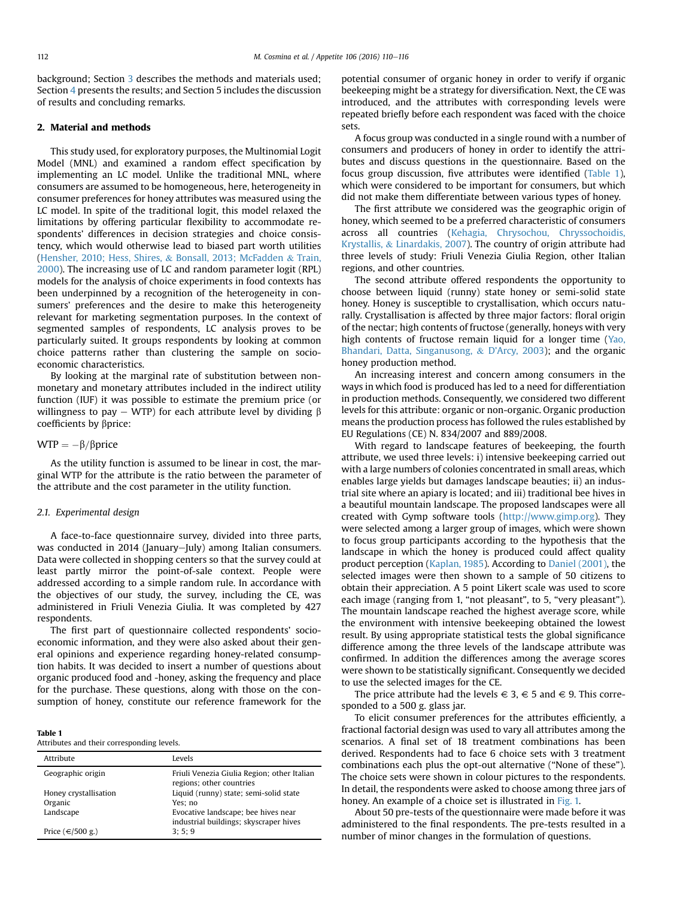background; Section 3 describes the methods and materials used; Section 4 presents the results; and Section 5 includes the discussion of results and concluding remarks.

## 2. Material and methods

This study used, for exploratory purposes, the Multinomial Logit Model (MNL) and examined a random effect specification by implementing an LC model. Unlike the traditional MNL, where consumers are assumed to be homogeneous, here, heterogeneity in consumer preferences for honey attributes was measured using the LC model. In spite of the traditional logit, this model relaxed the limitations by offering particular flexibility to accommodate respondents' differences in decision strategies and choice consistency, which would otherwise lead to biased part worth utilities (Hensher, 2010; Hess, Shires, & Bonsall, 2013; McFadden & Train, 2000). The increasing use of LC and random parameter logit (RPL) models for the analysis of choice experiments in food contexts has been underpinned by a recognition of the heterogeneity in consumers' preferences and the desire to make this heterogeneity relevant for marketing segmentation purposes. In the context of segmented samples of respondents, LC analysis proves to be particularly suited. It groups respondents by looking at common choice patterns rather than clustering the sample on socio-economic characteristics.

By looking at the marginal rate of substitution between non-monetary and monetary attributes included in the indirect utility function (IUF) it was possible to estimate the premium price (or willingness to pay − WTP) for each attribute level by dividing β coefficients by βprice:

$$WTP = -\beta/\beta price$$

As the utility function is assumed to be linear in cost, the marginal WTP for the attribute is the ratio between the parameter of the attribute and the cost parameter in the utility function.

### 2.1. Experimental design

A face-to-face questionnaire survey, divided into three parts, was conducted in 2014 (January–July) among Italian consumers. Data were collected in shopping centers so that the survey could at least partly mirror the point-of-sale context. People were addressed according to a simple random rule. In accordance with the objectives of our study, the survey, including the CE, was administered in Friuli Venezia Giulia. It was completed by 427 respondents.

The first part of questionnaire collected respondents' socio-economic information, and they were also asked about their general opinions and experience regarding honey-related consumption habits. It was decided to insert a number of questions about organic produced food and -honey, asking the frequency and place for the purchase. These questions, along with those on the consumption of honey, constitute our reference framework for the potential consumer of organic honey in order to verify if organic beekeeping might be a strategy for diversification. Next, the CE was introduced, and the attributes with corresponding levels were repeated briefly before each respondent was faced with the choice sets.

A focus group was conducted in a single round with a number of consumers and producers of honey in order to identify the attributes and discuss questions in the questionnaire. Based on the focus group discussion, five attributes were identified (Table 1), which were considered to be important for consumers, but which did not make them differentiate between various types of honey.

**Table 1**
Attributes and their corresponding levels.

| Attribute | Levels |
|---|---|
| Geographic origin | Friuli Venezia Giulia Region; other Italian regions; other countries |
| Honey crystallisation | Liquid (runny) state; semi-solid state |
| Organic | Yes; no |
| Landscape | Evocative landscape; bee hives near industrial buildings; skyscraper hives |
| Price (€/500 g.) | 3; 5; 9 |

The first attribute we considered was the geographic origin of honey, which seemed to be a preferred characteristic of consumers across all countries (Kehagia, Chrysochou, Chryssochoidis, Krystallis, & Linardakis, 2007). The country of origin attribute had three levels of study: Friuli Venezia Giulia Region, other Italian regions, and other countries.

The second attribute offered respondents the opportunity to choose between liquid (runny) state honey or semi-solid state honey. Honey is susceptible to crystallisation, which occurs naturally. Crystallisation is affected by three major factors: floral origin of the nectar; high contents of fructose (generally, honeys with very high contents of fructose remain liquid for a longer time (Yao, Bhandari, Datta, Singanusong, & D'Arcy, 2003); and the organic honey production method.

An increasing interest and concern among consumers in the ways in which food is produced has led to a need for differentiation in production methods. Consequently, we considered two different levels for this attribute: organic or non-organic. Organic production means the production process has followed the rules established by EU Regulations (CE) N. 834/2007 and 889/2008.

With regard to landscape features of beekeeping, the fourth attribute, we used three levels: i) intensive beekeeping carried out with a large numbers of colonies concentrated in small areas, which enables large yields but damages landscape beauties; ii) an industrial site where an apiary is located; and iii) traditional bee hives in a beautiful mountain landscape. The proposed landscapes were all created with Gymp software tools (http://www.gimp.org). They were selected among a larger group of images, which were shown to focus group participants according to the hypothesis that the landscape in which the honey is produced could affect quality product perception (Kaplan, 1985). According to Daniel (2001), the selected images were then shown to a sample of 50 citizens to obtain their appreciation. A 5 point Likert scale was used to score each image (ranging from 1, "not pleasant", to 5, "very pleasant"). The mountain landscape reached the highest average score, while the environment with intensive beekeeping obtained the lowest result. By using appropriate statistical tests the global significance difference among the three levels of the landscape attribute was confirmed. In addition the differences among the average scores were shown to be statistically significant. Consequently we decided to use the selected images for the CE.

The price attribute had the levels € 3, € 5 and € 9. This corresponded to a 500 g. glass jar.

To elicit consumer preferences for the attributes efficiently, a fractional factorial design was used to vary all attributes among the scenarios. A final set of 18 treatment combinations has been derived. Respondents had to face 6 choice sets with 3 treatment combinations each plus the opt-out alternative ("None of these"). The choice sets were shown in colour pictures to the respondents. In detail, the respondents were asked to choose among three jars of honey. An example of a choice set is illustrated in Fig. 1.

About 50 pre-tests of the questionnaire were made before it was administered to the final respondents. The pre-tests resulted in a number of minor changes in the formulation of questions.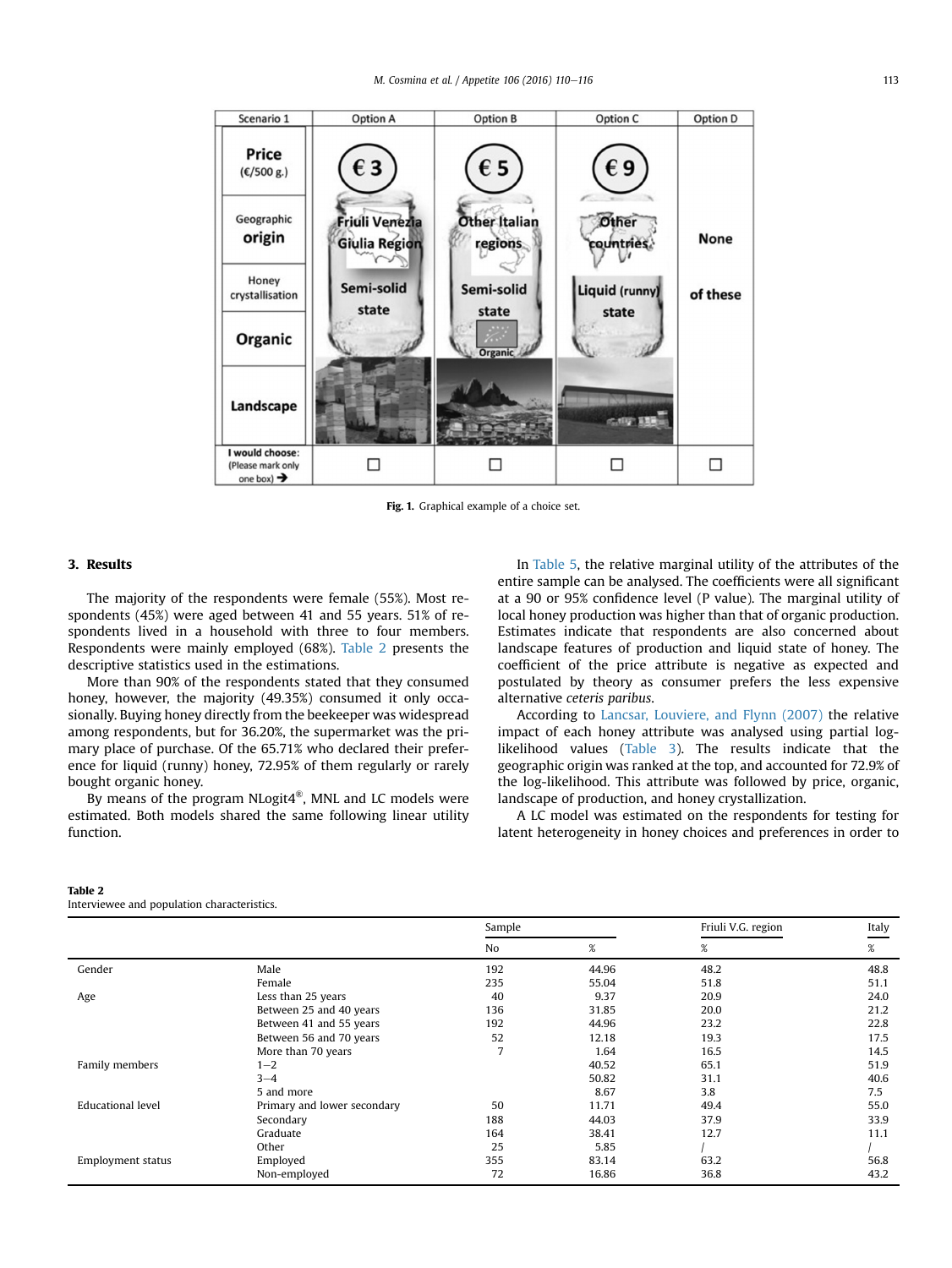| Scenario 1 | Option A | Option B | Option C | Option D |
|---|---|---|---|---|
| Price (€/500 g.) | € 3 | € 5 | € 9 | None of these |
| Geographic origin | Friuli Venezia Giulia Region | Other Italian regions | Other countries | |
| Honey crystallisation | Semi-solid state | Semi-solid state | Liquid (runny) state | |
| Organic | | Organic | | |
| Landscape | | | | |
| I would choose: (Please mark only one box) → | ☐ | ☐ | ☐ | ☐ |

**Fig. 1.** Graphical example of a choice set.

## 3. Results

The majority of the respondents were female (55%). Most respondents (45%) were aged between 41 and 55 years. 51% of respondents lived in a household with three to four members. Respondents were mainly employed (68%). Table 2 presents the descriptive statistics used in the estimations.

More than 90% of the respondents stated that they consumed honey, however, the majority (49.35%) consumed it only occasionally. Buying honey directly from the beekeeper was widespread among respondents, but for 36.20%, the supermarket was the primary place of purchase. Of the 65.71% who declared their preference for liquid (runny) honey, 72.95% of them regularly or rarely bought organic honey.

By means of the program NLogit4®, MNL and LC models were estimated. Both models shared the same following linear utility function.

In Table 5, the relative marginal utility of the attributes of the entire sample can be analysed. The coefficients were all significant at a 90 or 95% confidence level (P value). The marginal utility of local honey production was higher than that of organic production. Estimates indicate that respondents are also concerned about landscape features of production and liquid state of honey. The coefficient of the price attribute is negative as expected and postulated by theory as consumer prefers the less expensive alternative *ceteris paribus*.

According to Lancsar, Louviere, and Flynn (2007) the relative impact of each honey attribute was analysed using partial log-likelihood values (Table 3). The results indicate that the geographic origin was ranked at the top, and accounted for 72.9% of the log-likelihood. This attribute was followed by price, organic, landscape of production, and honey crystallization.

A LC model was estimated on the respondents for testing for latent heterogeneity in honey choices and preferences in order to

**Table 2**
Interviewee and population characteristics.

| | | Sample | | Friuli V.G. region | Italy |
|---|---|---|---|---|---|
| | | No | % | % | % |
| Gender | Male | 192 | 44.96 | 48.2 | 48.8 |
| | Female | 235 | 55.04 | 51.8 | 51.1 |
| Age | Less than 25 years | 40 | 9.37 | 20.9 | 24.0 |
| | Between 25 and 40 years | 136 | 31.85 | 20.0 | 21.2 |
| | Between 41 and 55 years | 192 | 44.96 | 23.2 | 22.8 |
| | Between 56 and 70 years | 52 | 12.18 | 19.3 | 17.5 |
| | More than 70 years | 7 | 1.64 | 16.5 | 14.5 |
| Family members | 1–2 | | 40.52 | 65.1 | 51.9 |
| | 3–4 | | 50.82 | 31.1 | 40.6 |
| | 5 and more | | 8.67 | 3.8 | 7.5 |
| Educational level | Primary and lower secondary | 50 | 11.71 | 49.4 | 55.0 |
| | Secondary | 188 | 44.03 | 37.9 | 33.9 |
| | Graduate | 164 | 38.41 | 12.7 | 11.1 |
| | Other | 25 | 5.85 | / | / |
| Employment status | Employed | 355 | 83.14 | 63.2 | 56.8 |
| | Non-employed | 72 | 16.86 | 36.8 | 43.2 |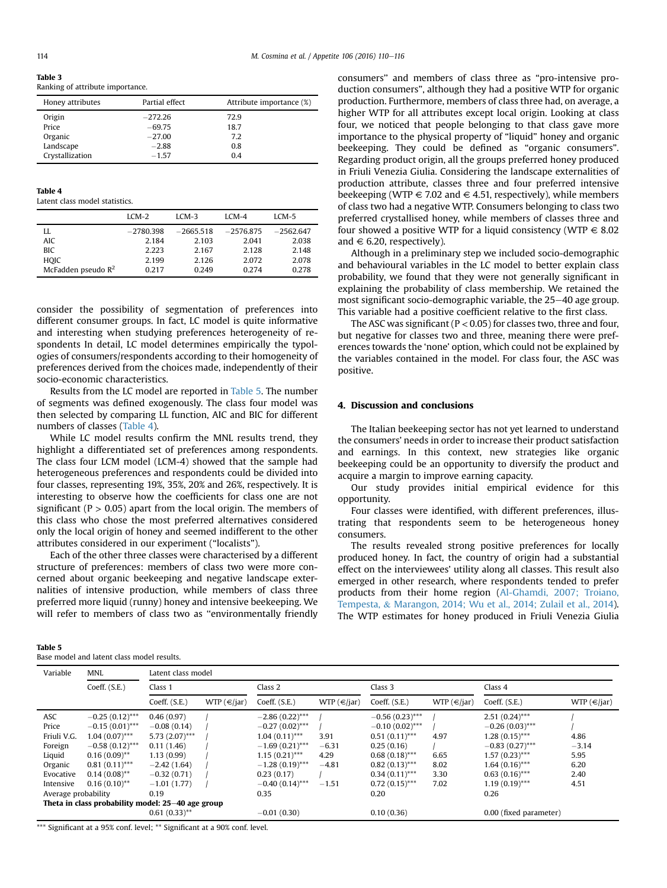**Table 3**
Ranking of attribute importance.

| Honey attributes | Partial effect | Attribute importance (%) |
|---|---|---|
| Origin | −272.26 | 72.9 |
| Price | −69.75 | 18.7 |
| Organic | −27.00 | 7.2 |
| Landscape | −2.88 | 0.8 |
| Crystallization | −1.57 | 0.4 |

**Table 4**
Latent class model statistics.

| | LCM-2 | LCM-3 | LCM-4 | LCM-5 |
|---|---|---|---|---|
| LL | −2780.398 | −2665.518 | −2576.875 | −2562.647 |
| AIC | 2.184 | 2.103 | 2.041 | 2.038 |
| BIC | 2.223 | 2.167 | 2.128 | 2.148 |
| HQIC | 2.199 | 2.126 | 2.072 | 2.078 |
| McFadden pseudo $R^2$ | 0.217 | 0.249 | 0.274 | 0.278 |

consider the possibility of segmentation of preferences into different consumer groups. In fact, LC model is quite informative and interesting when studying preferences heterogeneity of respondents In detail, LC model determines empirically the typologies of consumers/respondents according to their homogeneity of preferences derived from the choices made, independently of their socio-economic characteristics.

Results from the LC model are reported in Table 5. The number of segments was defined exogenously. The class four model was then selected by comparing LL function, AIC and BIC for different numbers of classes (Table 4).

While LC model results confirm the MNL results trend, they highlight a differentiated set of preferences among respondents. The class four LCM model (LCM-4) showed that the sample had heterogeneous preferences and respondents could be divided into four classes, representing 19%, 35%, 20% and 26%, respectively. It is interesting to observe how the coefficients for class one are not significant ($P > 0.05$) apart from the local origin. The members of this class who chose the most preferred alternatives considered only the local origin of honey and seemed indifferent to the other attributes considered in our experiment ("localists").

Each of the other three classes were characterised by a different structure of preferences: members of class two were more concerned about organic beekeeping and negative landscape externalities of intensive production, while members of class three preferred more liquid (runny) honey and intensive beekeeping. We will refer to members of class two as "environmentally friendly consumers" and members of class three as "pro-intensive production consumers", although they had a positive WTP for organic production. Furthermore, members of class three had, on average, a higher WTP for all attributes except local origin. Looking at class four, we noticed that people belonging to that class gave more importance to the physical property of "liquid" honey and organic beekeeping. They could be defined as "organic consumers". Regarding product origin, all the groups preferred honey produced in Friuli Venezia Giulia. Considering the landscape externalities of production attribute, classes three and four preferred intensive beekeeping (WTP € 7.02 and € 4.51, respectively), while members of class two had a negative WTP. Consumers belonging to class two preferred crystallised honey, while members of classes three and four showed a positive WTP for a liquid consistency (WTP € 8.02 and € 6.20, respectively).

Although in a preliminary step we included socio-demographic and behavioural variables in the LC model to better explain class probability, we found that they were not generally significant in explaining the probability of class membership. We retained the most significant socio-demographic variable, the 25–40 age group. This variable had a positive coefficient relative to the first class.

The ASC was significant ($P < 0.05$) for classes two, three and four, but negative for classes two and three, meaning there were preferences towards the 'none' option, which could not be explained by the variables contained in the model. For class four, the ASC was positive.

## 4. Discussion and conclusions

The Italian beekeeping sector has not yet learned to understand the consumers' needs in order to increase their product satisfaction and earnings. In this context, new strategies like organic beekeeping could be an opportunity to diversify the product and acquire a margin to improve earning capacity.

Our study provides initial empirical evidence for this opportunity.

Four classes were identified, with different preferences, illustrating that respondents seem to be heterogeneous honey consumers.

The results revealed strong positive preferences for locally produced honey. In fact, the country of origin had a substantial effect on the interviewees' utility along all classes. This result also emerged in other research, where respondents tended to prefer products from their home region (Al-Ghamdi, 2007; Troiano, Tempesta, & Marangon, 2014; Wu et al., 2014; Zulail et al., 2014). The WTP estimates for honey produced in Friuli Venezia Giulia

**Table 5**
Base model and latent class model results.

| Variable | MNL | Latent class model | | | | | | | |
|---|---|---|---|---|---|---|---|---|---|
| | Coeff. (S.E.) | Class 1 | | Class 2 | | Class 3 | | Class 4 | |
| | | Coeff. (S.E.) | WTP (€/jar) | Coeff. (S.E.) | WTP (€/jar) | Coeff. (S.E.) | WTP (€/jar) | Coeff. (S.E.) | WTP (€/jar) |
| ASC | −0.25 (0.12)*** | 0.46 (0.97) | / | −2.86 (0.22)*** | / | −0.56 (0.23)*** | / | 2.51 (0.24)*** | / |
| Price | −0.15 (0.01)*** | −0.08 (0.14) | / | −0.27 (0.02)*** | / | −0.10 (0.02)*** | / | −0.26 (0.03)*** | / |
| Friuli V.G. | 1.04 (0.07)*** | 5.73 (2.07)*** | / | 1.04 (0.11)*** | 3.91 | 0.51 (0.11)*** | 4.97 | 1.28 (0.15)*** | 4.86 |
| Foreign | −0.58 (0.12)*** | 0.11 (1.46) | / | −1.69 (0.21)*** | −6.31 | 0.25 (0.16) | / | −0.83 (0.27)*** | −3.14 |
| Liquid | 0.16 (0.09)** | 1.13 (0.99) | / | 1.15 (0.21)*** | 4.29 | 0.68 (0.18)*** | 6.65 | 1.57 (0.23)*** | 5.95 |
| Organic | 0.81 (0.11)*** | −2.42 (1.64) | / | −1.28 (0.19)*** | −4.81 | 0.82 (0.13)*** | 8.02 | 1.64 (0.16)*** | 6.20 |
| Evocative | 0.14 (0.08)** | −0.32 (0.71) | / | 0.23 (0.17) | / | 0.34 (0.11)*** | 3.30 | 0.63 (0.16)*** | 2.40 |
| Intensive | 0.16 (0.10)** | −1.01 (1.77) | / | −0.40 (0.14)*** | −1.51 | 0.72 (0.15)*** | 7.02 | 1.19 (0.19)*** | 4.51 |
| Average probability | | 0.19 | | 0.35 | | 0.20 | | 0.26 | |
| Theta in class probability model: 25–40 age group | | | | | | | | | |
| | | 0.61 (0.33)** | | −0.01 (0.30) | | 0.10 (0.36) | | 0.00 (fixed parameter) | |

*** Significant at a 95% conf. level; ** Significant at a 90% conf. level.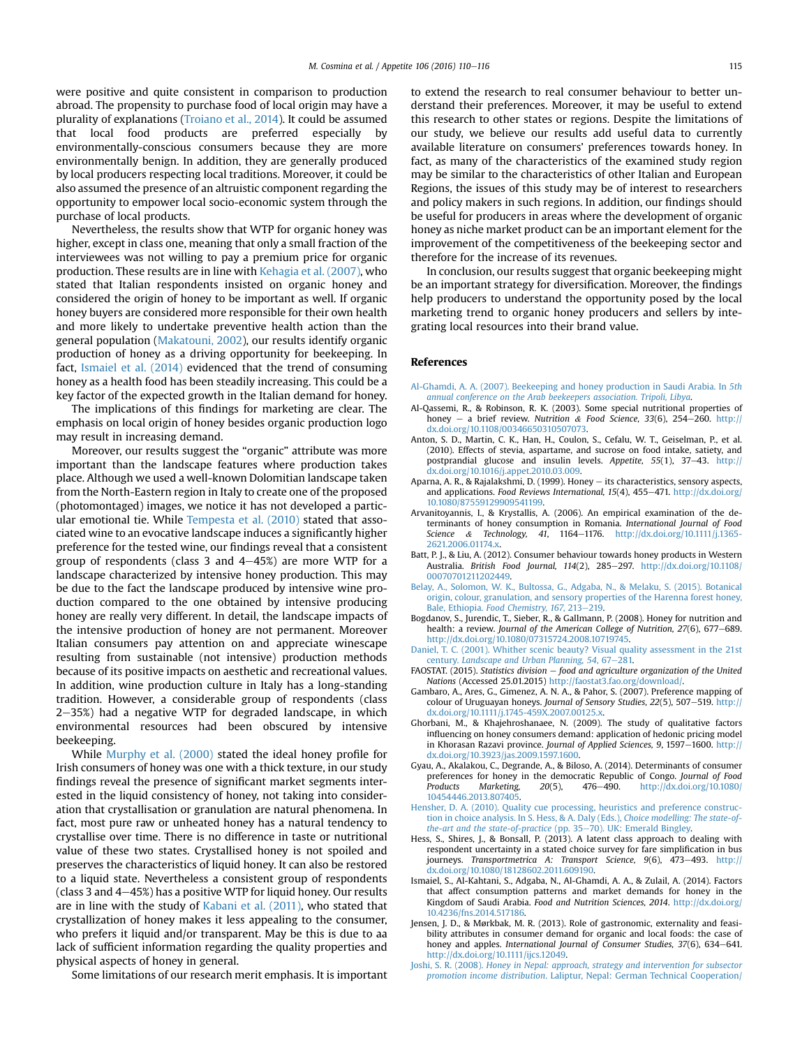were positive and quite consistent in comparison to production abroad. The propensity to purchase food of local origin may have a plurality of explanations (Troiano et al., 2014). It could be assumed that local food products are preferred especially by environmentally-conscious consumers because they are more environmentally benign. In addition, they are generally produced by local producers respecting local traditions. Moreover, it could be also assumed the presence of an altruistic component regarding the opportunity to empower local socio-economic system through the purchase of local products.

Nevertheless, the results show that WTP for organic honey was higher, except in class one, meaning that only a small fraction of the interviewees was not willing to pay a premium price for organic production. These results are in line with Kehagia et al. (2007), who stated that Italian respondents insisted on organic honey and considered the origin of honey to be important as well. If organic honey buyers are considered more responsible for their own health and more likely to undertake preventive health action than the general population (Makatouni, 2002), our results identify organic production of honey as a driving opportunity for beekeeping. In fact, Ismaiel et al. (2014) evidenced that the trend of consuming honey as a health food has been steadily increasing. This could be a key factor of the expected growth in the Italian demand for honey.

The implications of this findings for marketing are clear. The emphasis on local origin of honey besides organic production logo may result in increasing demand.

Moreover, our results suggest the "organic" attribute was more important than the landscape features where production takes place. Although we used a well-known Dolomitian landscape taken from the North-Eastern region in Italy to create one of the proposed (photomontaged) images, we notice it has not developed a particular emotional tie. While Tempesta et al. (2010) stated that associated wine to an evocative landscape induces a significantly higher preference for the tested wine, our findings reveal that a consistent group of respondents (class 3 and 4—45%) are more WTP for a landscape characterized by intensive honey production. This may be due to the fact the landscape produced by intensive wine production compared to the one obtained by intensive producing honey are really very different. In detail, the landscape impacts of the intensive production of honey are not permanent. Moreover Italian consumers pay attention on and appreciate winescape resulting from sustainable (not intensive) production methods because of its positive impacts on aesthetic and recreational values. In addition, wine production culture in Italy has a long-standing tradition. However, a considerable group of respondents (class 2—35%) had a negative WTP for degraded landscape, in which environmental resources had been obscured by intensive beekeeping.

While Murphy et al. (2000) stated the ideal honey profile for Irish consumers of honey was one with a thick texture, in our study findings reveal the presence of significant market segments interested in the liquid consistency of honey, not taking into consideration that crystallisation or granulation are natural phenomena. In fact, most pure raw or unheated honey has a natural tendency to crystallise over time. There is no difference in taste or nutritional value of these two states. Crystallised honey is not spoiled and preserves the characteristics of liquid honey. It can also be restored to a liquid state. Nevertheless a consistent group of respondents (class 3 and 4—45%) has a positive WTP for liquid honey. Our results are in line with the study of Kabani et al. (2011), who stated that crystallization of honey makes it less appealing to the consumer, who prefers it liquid and/or transparent. May be this is due to aa lack of sufficient information regarding the quality properties and physical aspects of honey in general.

Some limitations of our research merit emphasis. It is important to extend the research to real consumer behaviour to better understand their preferences. Moreover, it may be useful to extend this research to other states or regions. Despite the limitations of our study, we believe our results add useful data to currently available literature on consumers' preferences towards honey. In fact, as many of the characteristics of the examined study region may be similar to the characteristics of other Italian and European Regions, the issues of this study may be of interest to researchers and policy makers in such regions. In addition, our findings should be useful for producers in areas where the development of organic honey as niche market product can be an important element for the improvement of the competitiveness of the beekeeping sector and therefore for the increase of its revenues.

In conclusion, our results suggest that organic beekeeping might be an important strategy for diversification. Moreover, the findings help producers to understand the opportunity posed by the local marketing trend to organic honey producers and sellers by integrating local resources into their brand value.

## References

Al-Ghamdi, A. A. (2007). Beekeeping and honey production in Saudi Arabia. In *5th annual conference on the Arab beekeepers association. Tripoli, Libya*.

Al-Qassemi, R., & Robinson, R. K. (2003). Some special nutritional properties of honey — a brief review. *Nutrition & Food Science, 33*(6), 254—260. http://dx.doi.org/10.1108/00346650310507073.

Anton, S. D., Martin, C. K., Han, H., Coulon, S., Cefalu, W. T., Geiselman, P., et al. (2010). Effects of stevia, aspartame, and sucrose on food intake, satiety, and postprandial glucose and insulin levels. *Appetite, 55*(1), 37—43. http://dx.doi.org/10.1016/j.appet.2010.03.009.

Aparna, A. R., & Rajalakshmi, D. (1999). Honey — its characteristics, sensory aspects, and applications. *Food Reviews International, 15*(4), 455—471. http://dx.doi.org/10.1080/87559129909541199.

Arvanitoyannis, I., & Krystallis, A. (2006). An empirical examination of the determinants of honey consumption in Romania. *International Journal of Food Science & Technology, 41*, 1164—1176. http://dx.doi.org/10.1111/j.1365-2621.2006.01174.x.

Batt, P. J., & Liu, A. (2012). Consumer behaviour towards honey products in Western Australia. *British Food Journal, 114*(2), 285—297. http://dx.doi.org/10.1108/00070701211202449.

Belay, A., Solomon, W. K., Bultossa, G., Adgaba, N., & Melaku, S. (2015). Botanical origin, colour, granulation, and sensory properties of the Harenna forest honey, Bale, Ethiopia. *Food Chemistry, 167*, 213—219.

Bogdanov, S., Jurendic, T., Sieber, R., & Gallmann, P. (2008). Honey for nutrition and health: a review. *Journal of the American College of Nutrition, 27*(6), 677—689. http://dx.doi.org/10.1080/07315724.2008.10719745.

Daniel, T. C. (2001). Whither scenic beauty? Visual quality assessment in the 21st century. *Landscape and Urban Planning, 54*, 67—281.

FAOSTAT. (2015). *Statistics division — food and agriculture organization of the United Nations* (Accessed 25.01.2015) http://faostat3.fao.org/download/.

Gambaro, A., Ares, G., Gimenez, A. N. A., & Pahor, S. (2007). Preference mapping of colour of Uruguayan honeys. *Journal of Sensory Studies, 22*(5), 507—519. http://dx.doi.org/10.1111/j.1745-459X.2007.00125.x.

Ghorbani, M., & Khajehroshanaee, N. (2009). The study of qualitative factors influencing on honey consumers demand: application of hedonic pricing model in Khorasan Razavi province. *Journal of Applied Sciences, 9*, 1597—1600. http://dx.doi.org/10.3923/jas.2009.1597.1600.

Gyau, A., Akalakou, C., Degrande, A., & Biloso, A. (2014). Determinants of consumer preferences for honey in the democratic Republic of Congo. *Journal of Food Products Marketing, 20*(5), 476—490. http://dx.doi.org/10.1080/10454446.2013.807405.

Hensher, D. A. (2010). Quality cue processing, heuristics and preference construction in choice analysis. In S. Hess, & A. Daly (Eds.), *Choice modelling: The state-of-the-art and the state-of-practice* (pp. 35—70). UK: Emerald Bingley.

Hess, S., Shires, J., & Bonsall, P. (2013). A latent class approach to dealing with respondent uncertainty in a stated choice survey for fare simplification in bus journeys. *Transportmetrica A: Transport Science, 9*(6), 473—493. http://dx.doi.org/10.1080/18128602.2011.609190.

Ismaiel, S., Al-Kahtani, S., Adgaba, N., Al-Ghamdi, A. A., & Zulail, A. (2014). Factors that affect consumption patterns and market demands for honey in the Kingdom of Saudi Arabia. *Food and Nutrition Sciences, 2014*. http://dx.doi.org/10.4236/fns.2014.517186.

Jensen, J. D., & Mørkbak, M. R. (2013). Role of gastronomic, externality and feasibility attributes in consumer demand for organic and local foods: the case of honey and apples. *International Journal of Consumer Studies, 37*(6), 634—641. http://dx.doi.org/10.1111/ijcs.12049.

Joshi, S. R. (2008). *Honey in Nepal: approach, strategy and intervention for subsector promotion income distribution*. Laliptur, Nepal: German Technical Cooperation/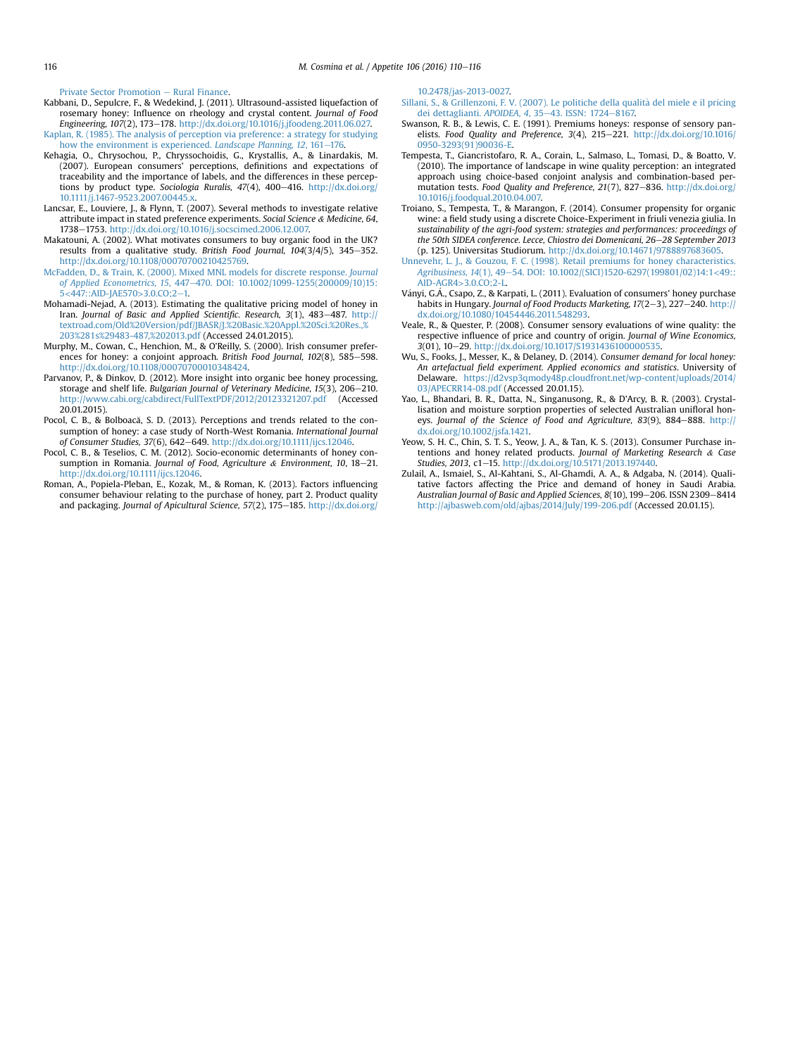Private Sector Promotion − Rural Finance.

Kabbani, D., Sepulcre, F., & Wedekind, J. (2011). Ultrasound-assisted liquefaction of rosemary honey: Influence on rheology and crystal content. *Journal of Food Engineering, 107*(2), 173–178. http://dx.doi.org/10.1016/j.jfoodeng.2011.06.027.

Kaplan, R. (1985). The analysis of perception via preference: a strategy for studying how the environment is experienced. *Landscape Planning, 12*, 161–176.

Kehagia, O., Chrysochou, P., Chryssochoidis, G., Krystallis, A., & Linardakis, M. (2007). European consumers' perceptions, definitions and expectations of traceability and the importance of labels, and the differences in these perceptions by product type. *Sociologia Ruralis, 47*(4), 400–416. http://dx.doi.org/10.1111/j.1467-9523.2007.00445.x.

Lancsar, E., Louviere, J., & Flynn, T. (2007). Several methods to investigate relative attribute impact in stated preference experiments. *Social Science & Medicine, 64*, 1738–1753. http://dx.doi.org/10.1016/j.socscimed.2006.12.007.

Makatouni, A. (2002). What motivates consumers to buy organic food in the UK? results from a qualitative study. *British Food Journal, 104*(3/4/5), 345–352. http://dx.doi.org/10.1108/00070700210425769.

McFadden, D., & Train, K. (2000). Mixed MNL models for discrete response. *Journal of Applied Econometrics, 15*, 447–470. DOI: 10.1002/1099-1255(200009/10)15:5<447::AID-JAE570>3.0.CO;2–1.

Mohamadi-Nejad, A. (2013). Estimating the qualitative pricing model of honey in Iran. *Journal of Basic and Applied Scientific. Research, 3*(1), 483–487. http://textroad.com/Old%20Version/pdf/JBASR/J.%20Basic.%20Appl.%20Sci.%20Res.,%203%281s%29483-487,%202013.pdf (Accessed 24.01.2015).

Murphy, M., Cowan, C., Henchion, M., & O'Reilly, S. (2000). Irish consumer preferences for honey: a conjoint approach. *British Food Journal, 102*(8), 585–598. http://dx.doi.org/10.1108/00070700010348424.

Parvanov, P., & Dinkov, D. (2012). More insight into organic bee honey processing, storage and shelf life. *Bulgarian Journal of Veterinary Medicine, 15*(3), 206–210. http://www.cabi.org/cabdirect/FullTextPDF/2012/20123321207.pdf (Accessed 20.01.2015).

Pocol, C. B., & Bolboacă, S. D. (2013). Perceptions and trends related to the consumption of honey: a case study of North-West Romania. *International Journal of Consumer Studies, 37*(6), 642–649. http://dx.doi.org/10.1111/ijcs.12046.

Pocol, C. B., & Teselios, C. M. (2012). Socio-economic determinants of honey consumption in Romania. *Journal of Food, Agriculture & Environment, 10*, 18–21. http://dx.doi.org/10.1111/ijcs.12046.

Roman, A., Popiela-Pleban, E., Kozak, M., & Roman, K. (2013). Factors influencing consumer behaviour relating to the purchase of honey, part 2. Product quality and packaging. *Journal of Apicultural Science, 57*(2), 175–185. http://dx.doi.org/10.2478/jas-2013-0027.

Sillani, S., & Grillenzoni, F. V. (2007). Le politiche della qualità del miele e il pricing dei dettaglianti. *APOIDEA, 4*, 35–43. ISSN: 1724–8167.

Swanson, R. B., & Lewis, C. E. (1991). Premiums honeys: response of sensory panelists. *Food Quality and Preference, 3*(4), 215–221. http://dx.doi.org/10.1016/0950-3293(91)90036-E.

Tempesta, T., Giancristofaro, R. A., Corain, L., Salmaso, L., Tomasi, D., & Boatto, V. (2010). The importance of landscape in wine quality perception: an integrated approach using choice-based conjoint analysis and combination-based permutation tests. *Food Quality and Preference, 21*(7), 827–836. http://dx.doi.org/10.1016/j.foodqual.2010.04.007.

Troiano, S., Tempesta, T., & Marangon, F. (2014). Consumer propensity for organic wine: a field study using a discrete Choice-Experiment in friuli venezia giulia. In *sustainability of the agri-food system: strategies and performances: proceedings of the 50th SIDEA conference. Lecce, Chiostro dei Domenicani, 26–28 September 2013* (p. 125). Universitas Studiorum. http://dx.doi.org/10.14671/9788897683605.

Unnevehr, L. J., & Gouzou, F. C. (1998). Retail premiums for honey characteristics. *Agribusiness, 14*(1), 49–54. DOI: 10.1002/(SICI)1520-6297(199801/02)14:1<49::AID-AGR4>3.0.CO;2-L.

Ványi, G.Á., Csapo, Z., & Karpati, L. (2011). Evaluation of consumers' honey purchase habits in Hungary. *Journal of Food Products Marketing, 17*(2–3), 227–240. http://dx.doi.org/10.1080/10454446.2011.548293.

Veale, R., & Quester, P. (2008). Consumer sensory evaluations of wine quality: the respective influence of price and country of origin. *Journal of Wine Economics, 3*(01), 10–29. http://dx.doi.org/10.1017/S1931436100000535.

Wu, S., Fooks, J., Messer, K., & Delaney, D. (2014). *Consumer demand for local honey: An artefactual field experiment. Applied economics and statistics*. University of Delaware. https://d2vsp3qmody48p.cloudfront.net/wp-content/uploads/2014/03/APECRR14-08.pdf (Accessed 20.01.15).

Yao, L., Bhandari, B. R., Datta, N., Singanusong, R., & D'Arcy, B. R. (2003). Crystallisation and moisture sorption properties of selected Australian unifloral honeys. *Journal of the Science of Food and Agriculture, 83*(9), 884–888. http://dx.doi.org/10.1002/jsfa.1421.

Yeow, S. H. C., Chin, S. T. S., Yeow, J. A., & Tan, K. S. (2013). Consumer Purchase intentions and honey related products. *Journal of Marketing Research & Case Studies, 2013*, c1–15. http://dx.doi.org/10.5171/2013.197440.

Zulail, A., Ismaiel, S., Al-Kahtani, S., Al-Ghamdi, A. A., & Adgaba, N. (2014). Qualitative factors affecting the Price and demand of honey in Saudi Arabia. *Australian Journal of Basic and Applied Sciences, 8*(10), 199–206. ISSN 2309–8414 http://ajbasweb.com/old/ajbas/2014/July/199-206.pdf (Accessed 20.01.15).